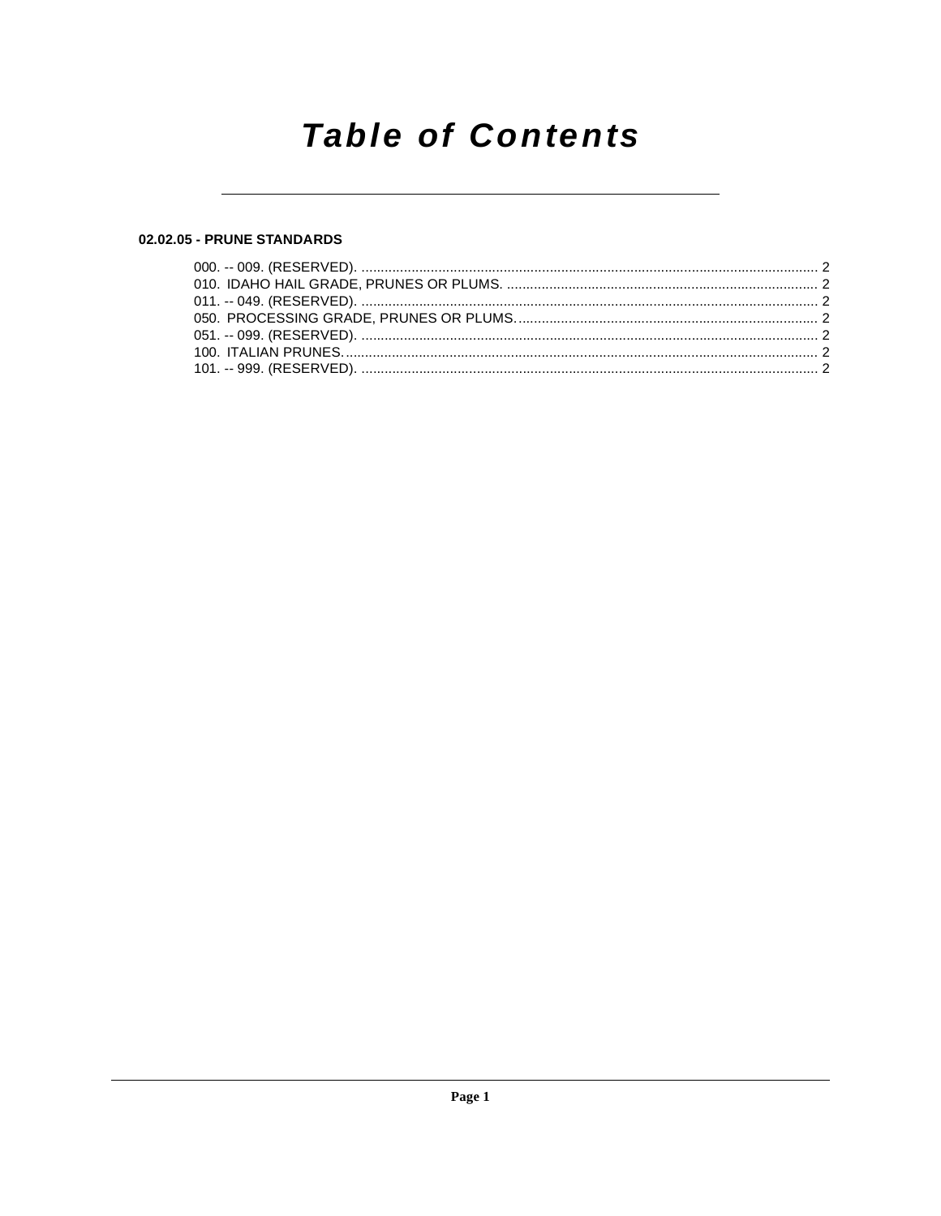# Table of Contents

**02.02.05 - PRUNE STANDARDS**

000. -- 009. (RESERVED). ........................................................................................................................ 2
010. IDAHO HAIL GRADE, PRUNES OR PLUMS. ................................................................................. 2
011. -- 049. (RESERVED). ........................................................................................................................ 2
050. PROCESSING GRADE, PRUNES OR PLUMS. .............................................................................. 2
051. -- 099. (RESERVED). ........................................................................................................................ 2
100. ITALIAN PRUNES. ........................................................................................................................... 2
101. -- 999. (RESERVED). ........................................................................................................................ 2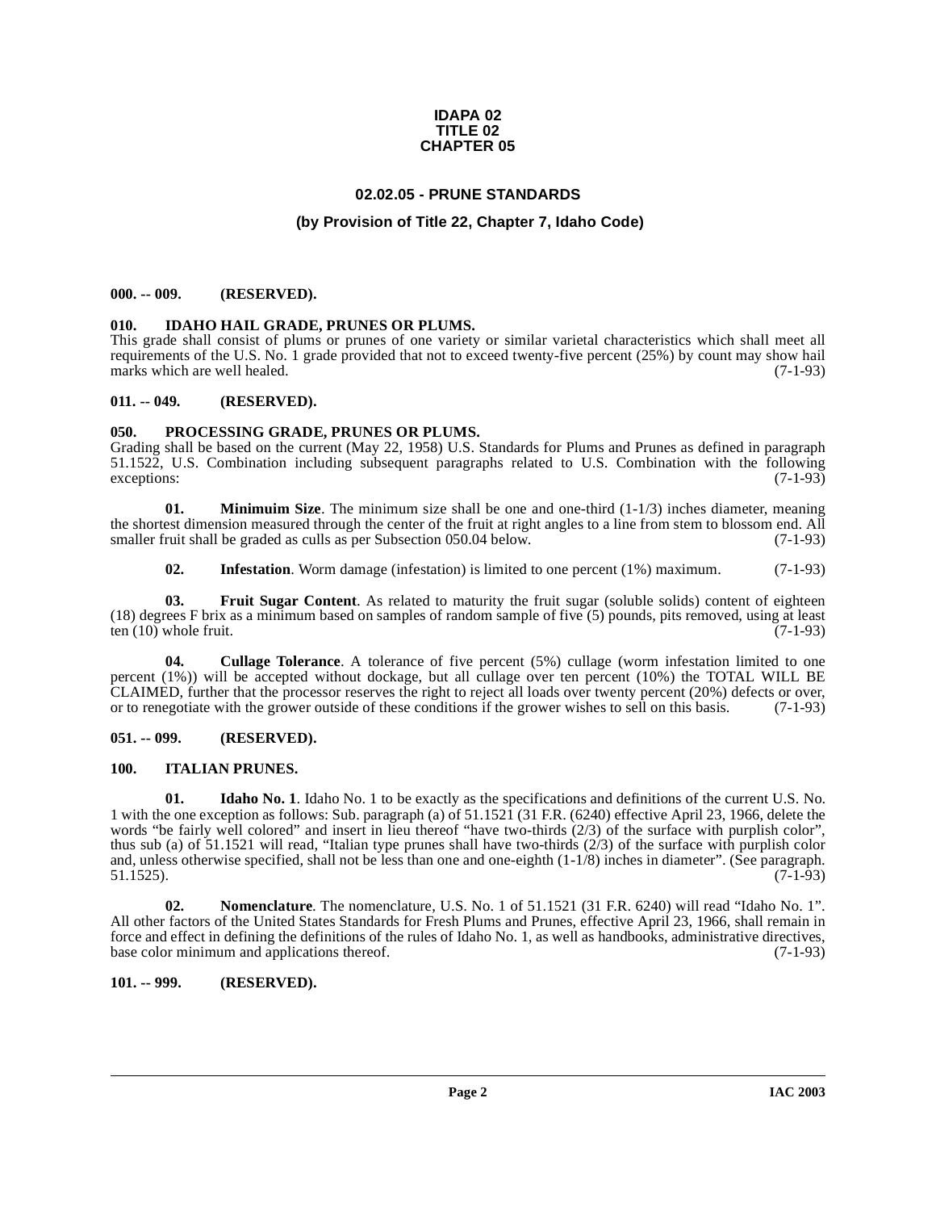**IDAPA 02**
**TITLE 02**
**CHAPTER 05**

# 02.02.05 - PRUNE STANDARDS

## (by Provision of Title 22, Chapter 7, Idaho Code)

### 000. -- 009. (RESERVED).

### 010. IDAHO HAIL GRADE, PRUNES OR PLUMS.

This grade shall consist of plums or prunes of one variety or similar varietal characteristics which shall meet all requirements of the U.S. No. 1 grade provided that not to exceed twenty-five percent (25%) by count may show hail marks which are well healed. (7-1-93)

### 011. -- 049. (RESERVED).

### 050. PROCESSING GRADE, PRUNES OR PLUMS.

Grading shall be based on the current (May 22, 1958) U.S. Standards for Plums and Prunes as defined in paragraph 51.1522, U.S. Combination including subsequent paragraphs related to U.S. Combination with the following exceptions: (7-1-93)

**01. Minimuim Size**. The minimum size shall be one and one-third (1-1/3) inches diameter, meaning the shortest dimension measured through the center of the fruit at right angles to a line from stem to blossom end. All smaller fruit shall be graded as culls as per Subsection 050.04 below. (7-1-93)

**02. Infestation**. Worm damage (infestation) is limited to one percent (1%) maximum. (7-1-93)

**03. Fruit Sugar Content**. As related to maturity the fruit sugar (soluble solids) content of eighteen (18) degrees F brix as a minimum based on samples of random sample of five (5) pounds, pits removed, using at least ten (10) whole fruit. (7-1-93)

**04. Cullage Tolerance**. A tolerance of five percent (5%) cullage (worm infestation limited to one percent (1%)) will be accepted without dockage, but all cullage over ten percent (10%) the TOTAL WILL BE CLAIMED, further that the processor reserves the right to reject all loads over twenty percent (20%) defects or over, or to renegotiate with the grower outside of these conditions if the grower wishes to sell on this basis. (7-1-93)

### 051. -- 099. (RESERVED).

### 100. ITALIAN PRUNES.

**01. Idaho No. 1**. Idaho No. 1 to be exactly as the specifications and definitions of the current U.S. No. 1 with the one exception as follows: Sub. paragraph (a) of 51.1521 (31 F.R. (6240) effective April 23, 1966, delete the words "be fairly well colored" and insert in lieu thereof "have two-thirds (2/3) of the surface with purplish color", thus sub (a) of 51.1521 will read, "Italian type prunes shall have two-thirds (2/3) of the surface with purplish color and, unless otherwise specified, shall not be less than one and one-eighth (1-1/8) inches in diameter". (See paragraph. 51.1525). (7-1-93)

**02. Nomenclature**. The nomenclature, U.S. No. 1 of 51.1521 (31 F.R. 6240) will read "Idaho No. 1". All other factors of the United States Standards for Fresh Plums and Prunes, effective April 23, 1966, shall remain in force and effect in defining the definitions of the rules of Idaho No. 1, as well as handbooks, administrative directives, base color minimum and applications thereof. (7-1-93)

### 101. -- 999. (RESERVED).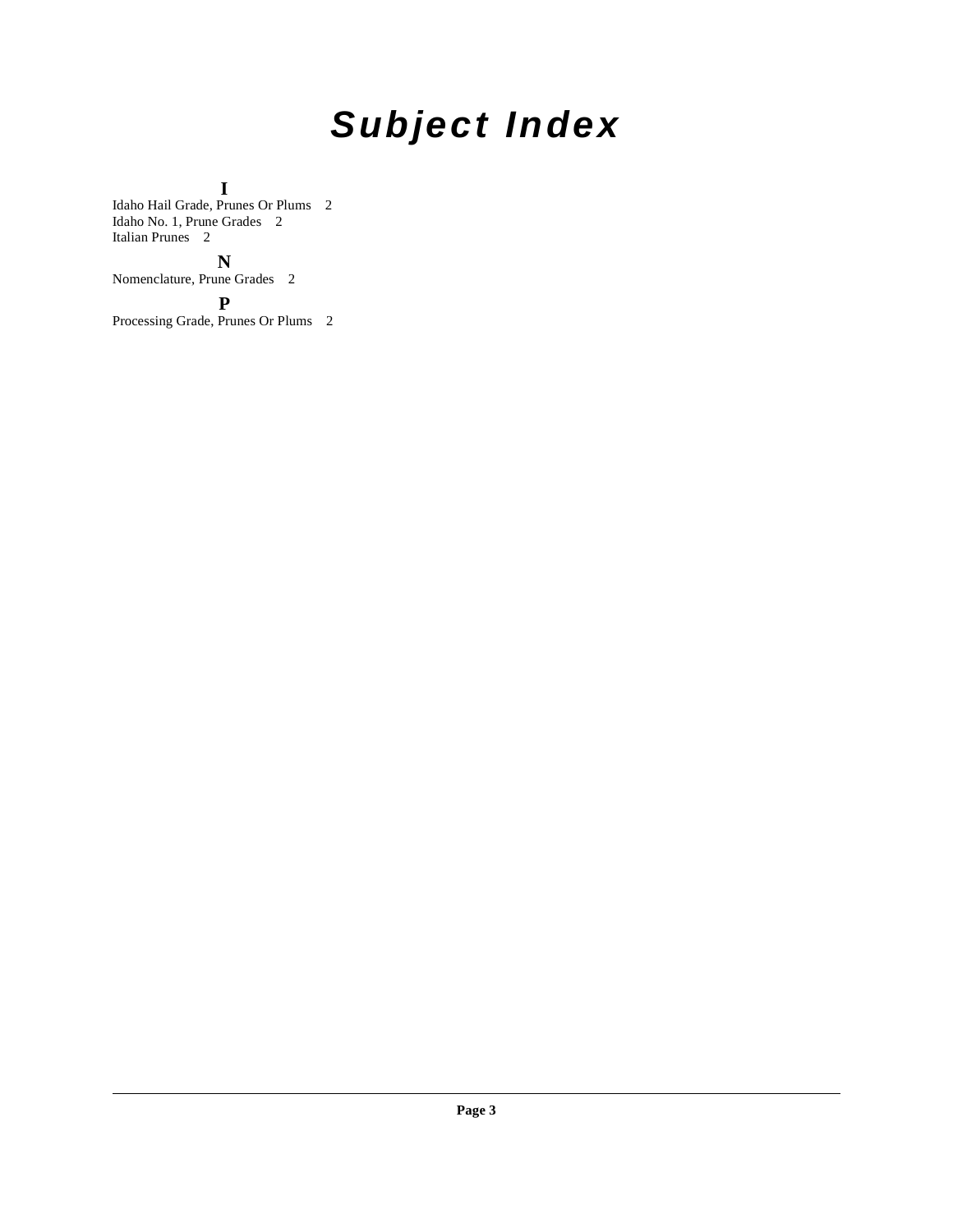# *Subject Index*

**I**

Idaho Hail Grade, Prunes Or Plums 2
Idaho No. 1, Prune Grades 2
Italian Prunes 2

**N**

Nomenclature, Prune Grades 2

**P**

Processing Grade, Prunes Or Plums 2